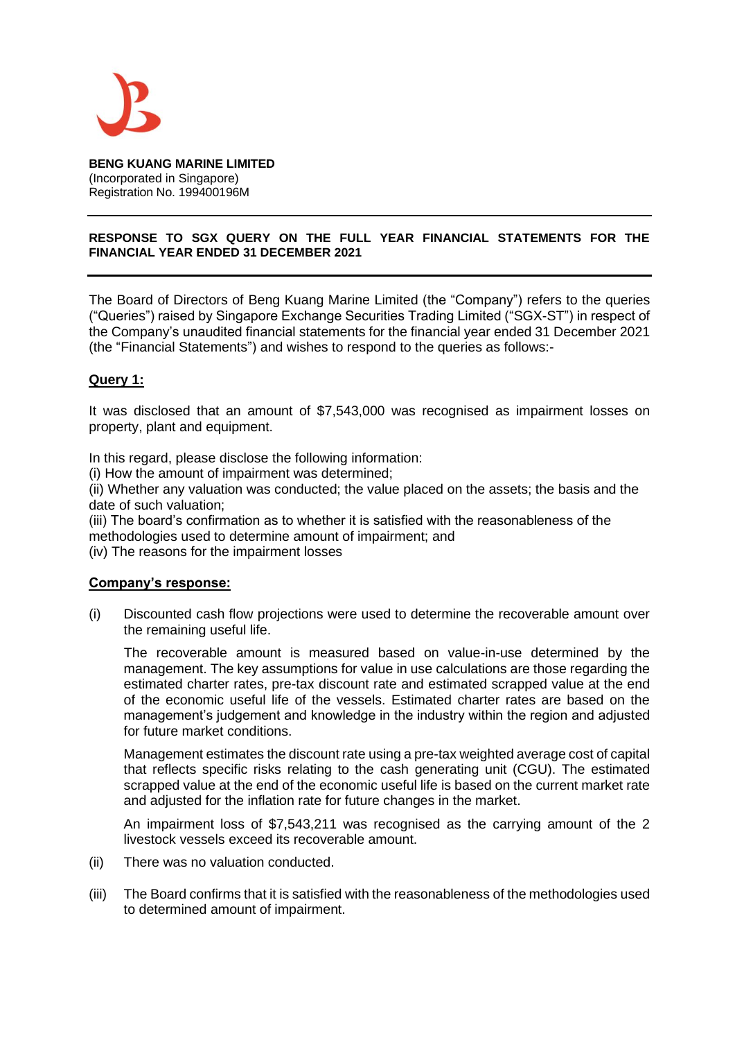**BENG KUANG MARINE LIMITED**
(Incorporated in Singapore)
Registration No. 199400196M

---

**RESPONSE TO SGX QUERY ON THE FULL YEAR FINANCIAL STATEMENTS FOR THE FINANCIAL YEAR ENDED 31 DECEMBER 2021**

---

The Board of Directors of Beng Kuang Marine Limited (the "Company") refers to the queries ("Queries") raised by Singapore Exchange Securities Trading Limited ("SGX-ST") in respect of the Company's unaudited financial statements for the financial year ended 31 December 2021 (the "Financial Statements") and wishes to respond to the queries as follows:-

**Query 1:**

It was disclosed that an amount of $7,543,000 was recognised as impairment losses on property, plant and equipment.

In this regard, please disclose the following information:
(i) How the amount of impairment was determined;
(ii) Whether any valuation was conducted; the value placed on the assets; the basis and the date of such valuation;
(iii) The board's confirmation as to whether it is satisfied with the reasonableness of the methodologies used to determine amount of impairment; and
(iv) The reasons for the impairment losses

**Company's response:**

(i) Discounted cash flow projections were used to determine the recoverable amount over the remaining useful life.

The recoverable amount is measured based on value-in-use determined by the management. The key assumptions for value in use calculations are those regarding the estimated charter rates, pre-tax discount rate and estimated scrapped value at the end of the economic useful life of the vessels. Estimated charter rates are based on the management's judgement and knowledge in the industry within the region and adjusted for future market conditions.

Management estimates the discount rate using a pre-tax weighted average cost of capital that reflects specific risks relating to the cash generating unit (CGU). The estimated scrapped value at the end of the economic useful life is based on the current market rate and adjusted for the inflation rate for future changes in the market.

An impairment loss of $7,543,211 was recognised as the carrying amount of the 2 livestock vessels exceed its recoverable amount.

(ii) There was no valuation conducted.

(iii) The Board confirms that it is satisfied with the reasonableness of the methodologies used to determined amount of impairment.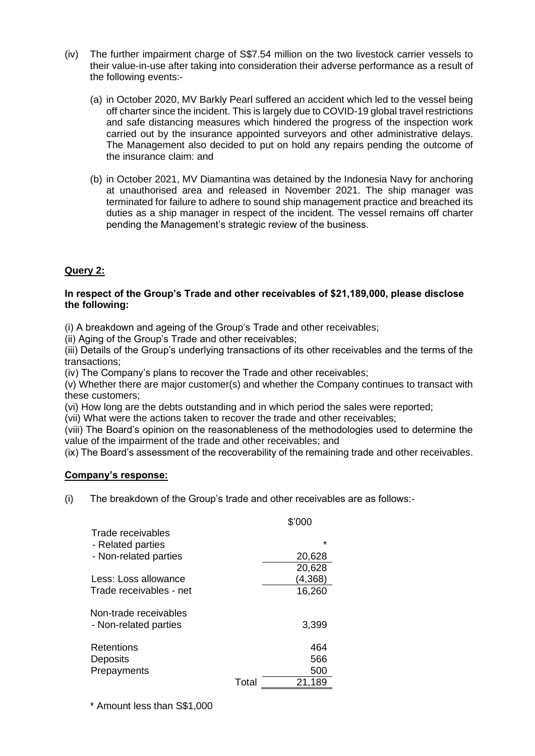(iv) The further impairment charge of S$7.54 million on the two livestock carrier vessels to their value-in-use after taking into consideration their adverse performance as a result of the following events:-

(a) in October 2020, MV Barkly Pearl suffered an accident which led to the vessel being off charter since the incident. This is largely due to COVID-19 global travel restrictions and safe distancing measures which hindered the progress of the inspection work carried out by the insurance appointed surveyors and other administrative delays. The Management also decided to put on hold any repairs pending the outcome of the insurance claim: and

(b) in October 2021, MV Diamantina was detained by the Indonesia Navy for anchoring at unauthorised area and released in November 2021. The ship manager was terminated for failure to adhere to sound ship management practice and breached its duties as a ship manager in respect of the incident. The vessel remains off charter pending the Management's strategic review of the business.

**Query 2:**

**In respect of the Group's Trade and other receivables of $21,189,000, please disclose the following:**

(i) A breakdown and ageing of the Group's Trade and other receivables;

(ii) Aging of the Group's Trade and other receivables;

(iii) Details of the Group's underlying transactions of its other receivables and the terms of the transactions;

(iv) The Company's plans to recover the Trade and other receivables;

(v) Whether there are major customer(s) and whether the Company continues to transact with these customers;

(vi) How long are the debts outstanding and in which period the sales were reported;

(vii) What were the actions taken to recover the trade and other receivables;

(viii) The Board's opinion on the reasonableness of the methodologies used to determine the value of the impairment of the trade and other receivables; and

(ix) The Board's assessment of the recoverability of the remaining trade and other receivables.

**Company's response:**

(i) The breakdown of the Group's trade and other receivables are as follows:-

| | | $'000 |
|---|---|---|
| Trade receivables | | |
| - Related parties | | * |
| - Non-related parties | | 20,628 |
| | | 20,628 |
| Less: Loss allowance | | (4,368) |
| Trade receivables - net | | 16,260 |
| | | |
| Non-trade receivables | | |
| - Non-related parties | | 3,399 |
| | | |
| Retentions | | 464 |
| Deposits | | 566 |
| Prepayments | | 500 |
| | Total | 21,189 |

\* Amount less than S$1,000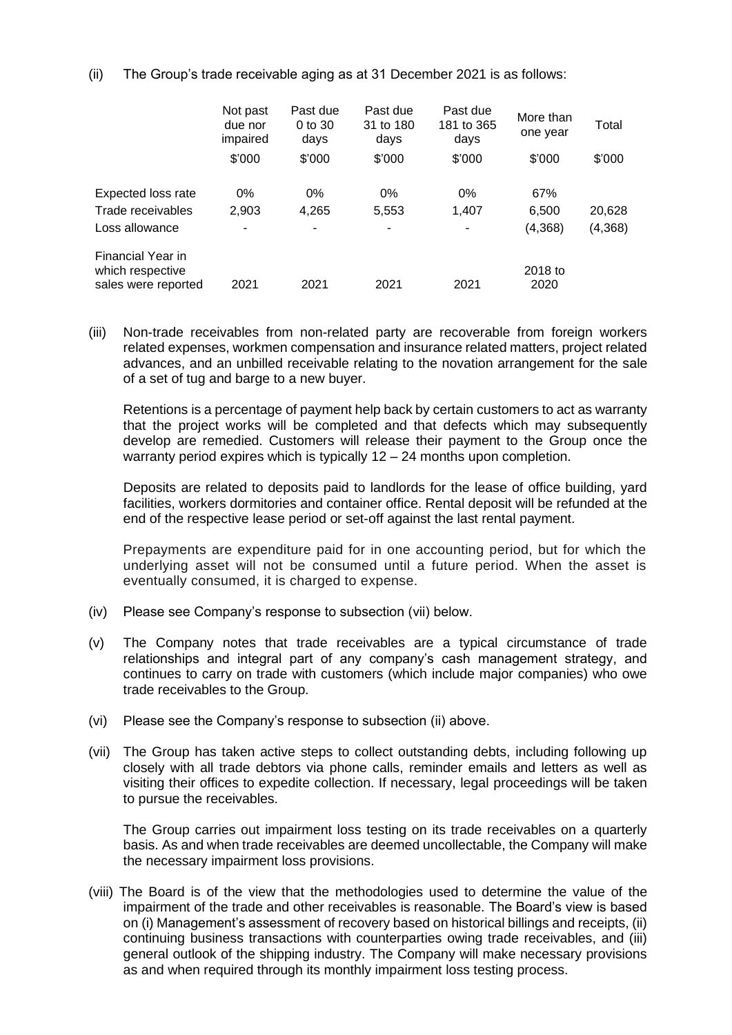(ii) The Group's trade receivable aging as at 31 December 2021 is as follows:

| | Not past due nor impaired | Past due 0 to 30 days | Past due 31 to 180 days | Past due 181 to 365 days | More than one year | Total |
|---|---|---|---|---|---|---|
| | $'000 | $'000 | $'000 | $'000 | $'000 | $'000 |
| Expected loss rate | 0% | 0% | 0% | 0% | 67% | |
| Trade receivables | 2,903 | 4,265 | 5,553 | 1,407 | 6,500 | 20,628 |
| Loss allowance | - | - | - | - | (4,368) | (4,368) |
| Financial Year in which respective sales were reported | 2021 | 2021 | 2021 | 2021 | 2018 to 2020 | |

(iii) Non-trade receivables from non-related party are recoverable from foreign workers related expenses, workmen compensation and insurance related matters, project related advances, and an unbilled receivable relating to the novation arrangement for the sale of a set of tug and barge to a new buyer.

Retentions is a percentage of payment help back by certain customers to act as warranty that the project works will be completed and that defects which may subsequently develop are remedied. Customers will release their payment to the Group once the warranty period expires which is typically 12 – 24 months upon completion.

Deposits are related to deposits paid to landlords for the lease of office building, yard facilities, workers dormitories and container office. Rental deposit will be refunded at the end of the respective lease period or set-off against the last rental payment.

Prepayments are expenditure paid for in one accounting period, but for which the underlying asset will not be consumed until a future period. When the asset is eventually consumed, it is charged to expense.

(iv) Please see Company's response to subsection (vii) below.

(v) The Company notes that trade receivables are a typical circumstance of trade relationships and integral part of any company's cash management strategy, and continues to carry on trade with customers (which include major companies) who owe trade receivables to the Group.

(vi) Please see the Company's response to subsection (ii) above.

(vii) The Group has taken active steps to collect outstanding debts, including following up closely with all trade debtors via phone calls, reminder emails and letters as well as visiting their offices to expedite collection. If necessary, legal proceedings will be taken to pursue the receivables.

The Group carries out impairment loss testing on its trade receivables on a quarterly basis. As and when trade receivables are deemed uncollectable, the Company will make the necessary impairment loss provisions.

(viii) The Board is of the view that the methodologies used to determine the value of the impairment of the trade and other receivables is reasonable. The Board's view is based on (i) Management's assessment of recovery based on historical billings and receipts, (ii) continuing business transactions with counterparties owing trade receivables, and (iii) general outlook of the shipping industry. The Company will make necessary provisions as and when required through its monthly impairment loss testing process.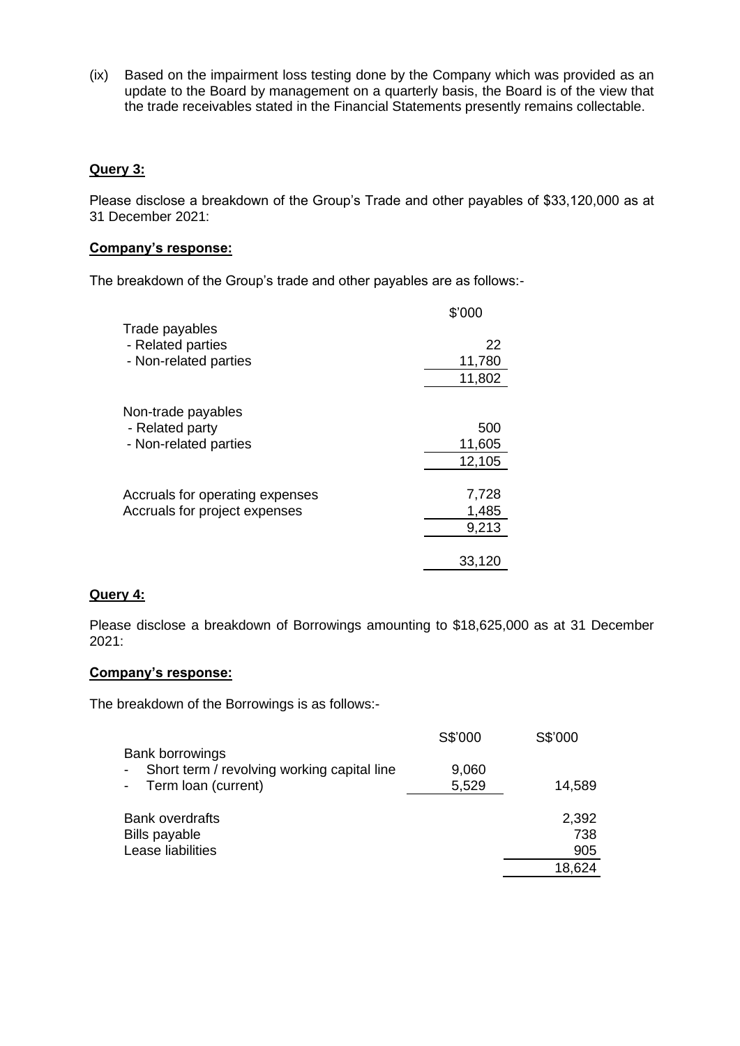(ix) Based on the impairment loss testing done by the Company which was provided as an update to the Board by management on a quarterly basis, the Board is of the view that the trade receivables stated in the Financial Statements presently remains collectable.

**Query 3:**

Please disclose a breakdown of the Group's Trade and other payables of $33,120,000 as at 31 December 2021:

**Company's response:**

The breakdown of the Group's trade and other payables are as follows:-

| | $'000 |
|---|---|
| Trade payables | |
| - Related parties | 22 |
| - Non-related parties | 11,780 |
| | 11,802 |
| | |
| Non-trade payables | |
| - Related party | 500 |
| - Non-related parties | 11,605 |
| | 12,105 |
| | |
| Accruals for operating expenses | 7,728 |
| Accruals for project expenses | 1,485 |
| | 9,213 |
| | |
| | 33,120 |

**Query 4:**

Please disclose a breakdown of Borrowings amounting to $18,625,000 as at 31 December 2021:

**Company's response:**

The breakdown of the Borrowings is as follows:-

| | S$'000 | S$'000 |
|---|---|---|
| Bank borrowings | | |
| - Short term / revolving working capital line | 9,060 | |
| - Term loan (current) | 5,529 | 14,589 |
| | | |
| Bank overdrafts | | 2,392 |
| Bills payable | | 738 |
| Lease liabilities | | 905 |
| | | 18,624 |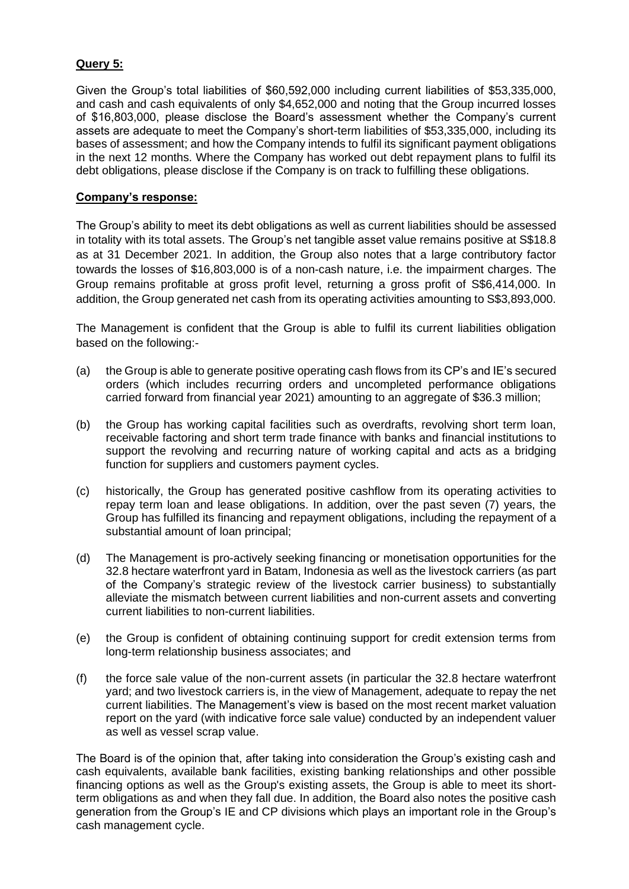**Query 5:**

Given the Group's total liabilities of $60,592,000 including current liabilities of $53,335,000, and cash and cash equivalents of only $4,652,000 and noting that the Group incurred losses of $16,803,000, please disclose the Board's assessment whether the Company's current assets are adequate to meet the Company's short-term liabilities of $53,335,000, including its bases of assessment; and how the Company intends to fulfil its significant payment obligations in the next 12 months. Where the Company has worked out debt repayment plans to fulfil its debt obligations, please disclose if the Company is on track to fulfilling these obligations.

**Company's response:**

The Group's ability to meet its debt obligations as well as current liabilities should be assessed in totality with its total assets. The Group's net tangible asset value remains positive at S$18.8 as at 31 December 2021. In addition, the Group also notes that a large contributory factor towards the losses of $16,803,000 is of a non-cash nature, i.e. the impairment charges. The Group remains profitable at gross profit level, returning a gross profit of S$6,414,000. In addition, the Group generated net cash from its operating activities amounting to S$3,893,000.

The Management is confident that the Group is able to fulfil its current liabilities obligation based on the following:-

(a) the Group is able to generate positive operating cash flows from its CP's and IE's secured orders (which includes recurring orders and uncompleted performance obligations carried forward from financial year 2021) amounting to an aggregate of $36.3 million;

(b) the Group has working capital facilities such as overdrafts, revolving short term loan, receivable factoring and short term trade finance with banks and financial institutions to support the revolving and recurring nature of working capital and acts as a bridging function for suppliers and customers payment cycles.

(c) historically, the Group has generated positive cashflow from its operating activities to repay term loan and lease obligations. In addition, over the past seven (7) years, the Group has fulfilled its financing and repayment obligations, including the repayment of a substantial amount of loan principal;

(d) The Management is pro-actively seeking financing or monetisation opportunities for the 32.8 hectare waterfront yard in Batam, Indonesia as well as the livestock carriers (as part of the Company's strategic review of the livestock carrier business) to substantially alleviate the mismatch between current liabilities and non-current assets and converting current liabilities to non-current liabilities.

(e) the Group is confident of obtaining continuing support for credit extension terms from long-term relationship business associates; and

(f) the force sale value of the non-current assets (in particular the 32.8 hectare waterfront yard; and two livestock carriers is, in the view of Management, adequate to repay the net current liabilities. The Management's view is based on the most recent market valuation report on the yard (with indicative force sale value) conducted by an independent valuer as well as vessel scrap value.

The Board is of the opinion that, after taking into consideration the Group's existing cash and cash equivalents, available bank facilities, existing banking relationships and other possible financing options as well as the Group's existing assets, the Group is able to meet its short-term obligations as and when they fall due. In addition, the Board also notes the positive cash generation from the Group's IE and CP divisions which plays an important role in the Group's cash management cycle.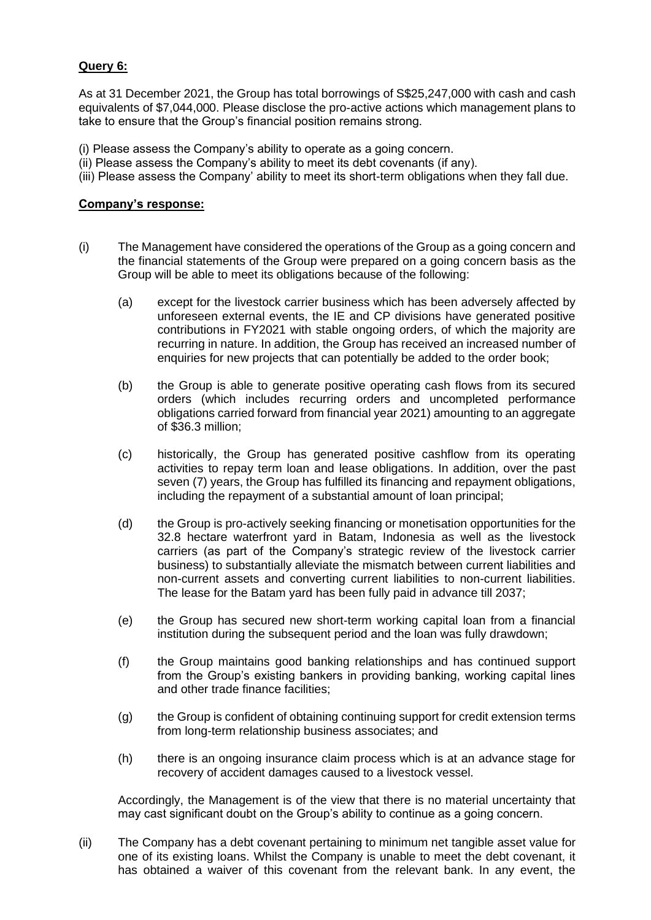**Query 6:**

As at 31 December 2021, the Group has total borrowings of S$25,247,000 with cash and cash equivalents of $7,044,000. Please disclose the pro-active actions which management plans to take to ensure that the Group's financial position remains strong.

(i) Please assess the Company's ability to operate as a going concern.
(ii) Please assess the Company's ability to meet its debt covenants (if any).
(iii) Please assess the Company' ability to meet its short-term obligations when they fall due.

**Company's response:**

(i) The Management have considered the operations of the Group as a going concern and the financial statements of the Group were prepared on a going concern basis as the Group will be able to meet its obligations because of the following:

  (a) except for the livestock carrier business which has been adversely affected by unforeseen external events, the IE and CP divisions have generated positive contributions in FY2021 with stable ongoing orders, of which the majority are recurring in nature. In addition, the Group has received an increased number of enquiries for new projects that can potentially be added to the order book;

  (b) the Group is able to generate positive operating cash flows from its secured orders (which includes recurring orders and uncompleted performance obligations carried forward from financial year 2021) amounting to an aggregate of $36.3 million;

  (c) historically, the Group has generated positive cashflow from its operating activities to repay term loan and lease obligations. In addition, over the past seven (7) years, the Group has fulfilled its financing and repayment obligations, including the repayment of a substantial amount of loan principal;

  (d) the Group is pro-actively seeking financing or monetisation opportunities for the 32.8 hectare waterfront yard in Batam, Indonesia as well as the livestock carriers (as part of the Company's strategic review of the livestock carrier business) to substantially alleviate the mismatch between current liabilities and non-current assets and converting current liabilities to non-current liabilities. The lease for the Batam yard has been fully paid in advance till 2037;

  (e) the Group has secured new short-term working capital loan from a financial institution during the subsequent period and the loan was fully drawdown;

  (f) the Group maintains good banking relationships and has continued support from the Group's existing bankers in providing banking, working capital lines and other trade finance facilities;

  (g) the Group is confident of obtaining continuing support for credit extension terms from long-term relationship business associates; and

  (h) there is an ongoing insurance claim process which is at an advance stage for recovery of accident damages caused to a livestock vessel.

  Accordingly, the Management is of the view that there is no material uncertainty that may cast significant doubt on the Group's ability to continue as a going concern.

(ii) The Company has a debt covenant pertaining to minimum net tangible asset value for one of its existing loans. Whilst the Company is unable to meet the debt covenant, it has obtained a waiver of this covenant from the relevant bank. In any event, the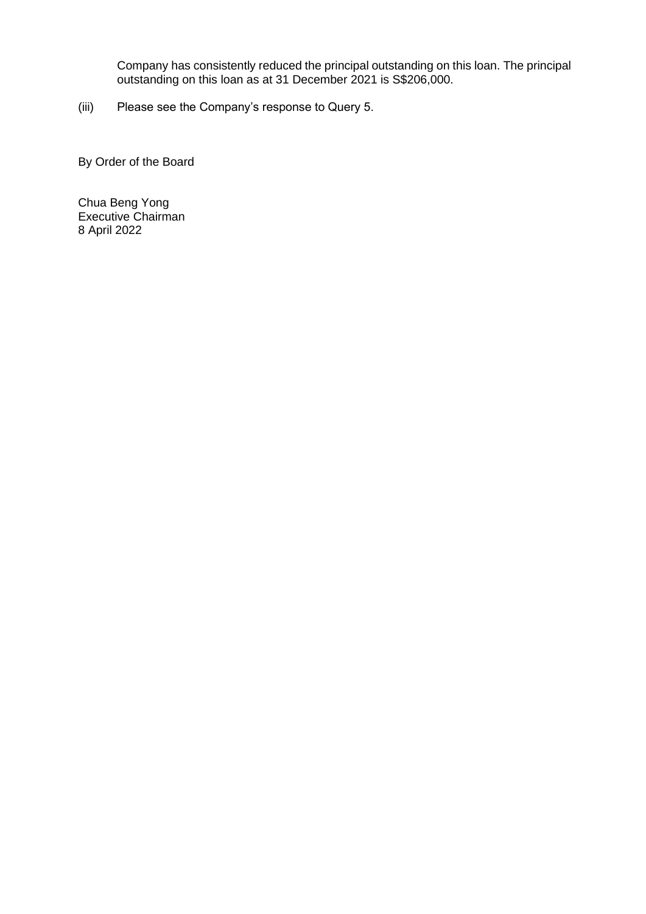Company has consistently reduced the principal outstanding on this loan. The principal outstanding on this loan as at 31 December 2021 is S$206,000.

(iii) Please see the Company's response to Query 5.

By Order of the Board

Chua Beng Yong
Executive Chairman
8 April 2022